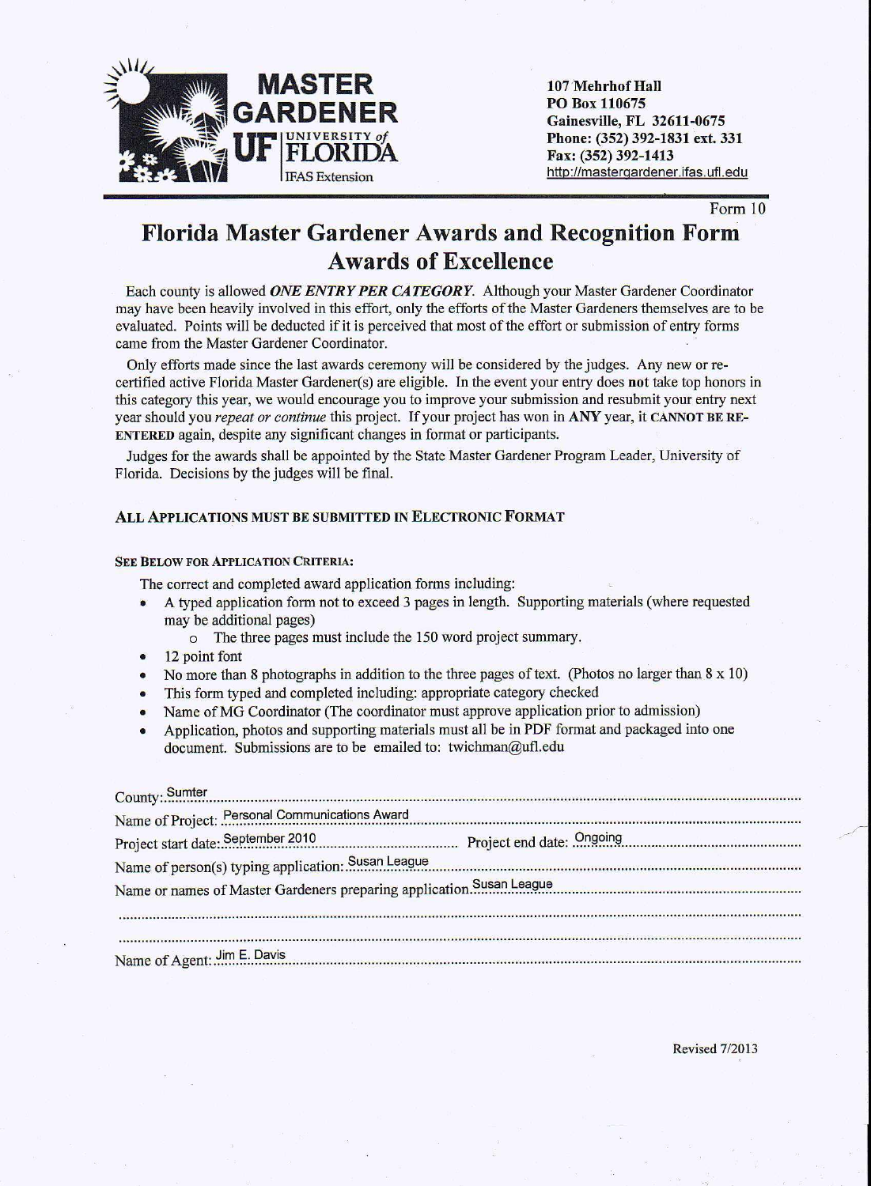**MASTER GARDENER**
**UF | UNIVERSITY of FLORIDA**
IFAS Extension

**107 Mehrhof Hall**
**PO Box 110675**
**Gainesville, FL 32611-0675**
**Phone: (352) 392-1831 ext. 331**
**Fax: (352) 392-1413**
http://mastergardener.ifas.ufl.edu

Form 10

# Florida Master Gardener Awards and Recognition Form
# Awards of Excellence

Each county is allowed ***ONE ENTRY PER CATEGORY***. Although your Master Gardener Coordinator may have been heavily involved in this effort, only the efforts of the Master Gardeners themselves are to be evaluated. Points will be deducted if it is perceived that most of the effort or submission of entry forms came from the Master Gardener Coordinator.

Only efforts made since the last awards ceremony will be considered by the judges. Any new or re-certified active Florida Master Gardener(s) are eligible. In the event your entry does **not** take top honors in this category this year, we would encourage you to improve your submission and resubmit your entry next year should you *repeat or continue* this project. If your project has won in **ANY** year, it **CANNOT BE RE-ENTERED** again, despite any significant changes in format or participants.

Judges for the awards shall be appointed by the State Master Gardener Program Leader, University of Florida. Decisions by the judges will be final.

**ALL APPLICATIONS MUST BE SUBMITTED IN ELECTRONIC FORMAT**

**SEE BELOW FOR APPLICATION CRITERIA:**

The correct and completed award application forms including:

- A typed application form not to exceed 3 pages in length. Supporting materials (where requested may be additional pages)
  - The three pages must include the 150 word project summary.
- 12 point font
- No more than 8 photographs in addition to the three pages of text. (Photos no larger than 8 x 10)
- This form typed and completed including: appropriate category checked
- Name of MG Coordinator (The coordinator must approve application prior to admission)
- Application, photos and supporting materials must all be in PDF format and packaged into one document. Submissions are to be emailed to: twichman@ufl.edu

County: Sumter

Name of Project: Personal Communications Award

Project start date: September 2010 Project end date: Ongoing

Name of person(s) typing application: Susan League

Name or names of Master Gardeners preparing application: Susan League

Name of Agent: Jim E. Davis

Revised 7/2013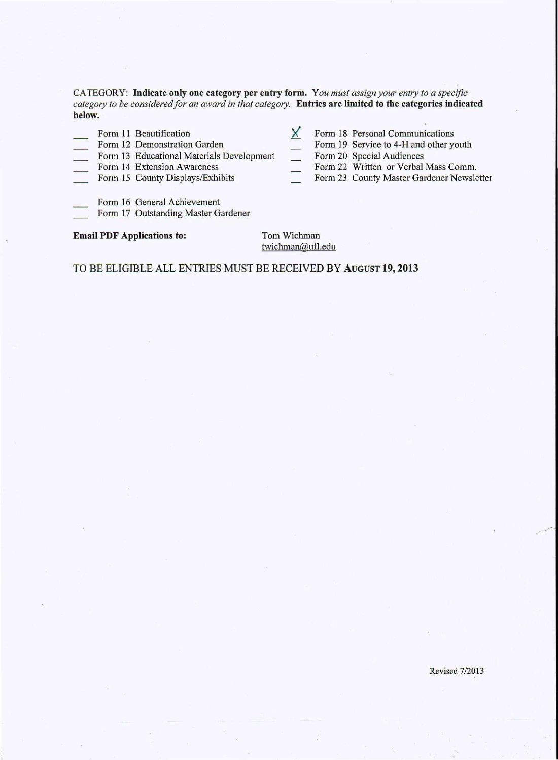CATEGORY: **Indicate only one category per entry form.** *You must assign your entry to a specific category to be considered for an award in that category.* **Entries are limited to the categories indicated below.**

- ___ Form 11 Beautification
- ___ Form 12 Demonstration Garden
- ___ Form 13 Educational Materials Development
- ___ Form 14 Extension Awareness
- ___ Form 15 County Displays/Exhibits
- ___ Form 16 General Achievement
- ___ Form 17 Outstanding Master Gardener
- X Form 18 Personal Communications
- ___ Form 19 Service to 4-H and other youth
- ___ Form 20 Special Audiences
- ___ Form 22 Written or Verbal Mass Comm.
- ___ Form 23 County Master Gardener Newsletter

**Email PDF Applications to:** Tom Wichman
twichman@ufl.edu

TO BE ELIGIBLE ALL ENTRIES MUST BE RECEIVED BY AUGUST 19, 2013

Revised 7/2013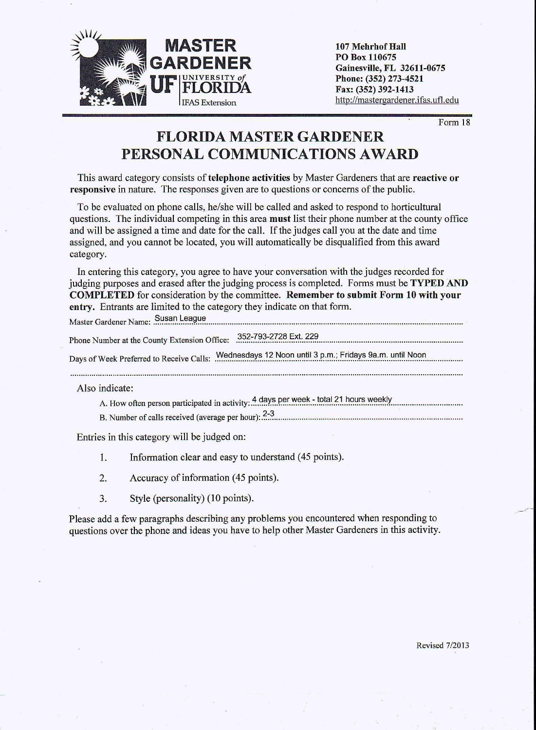**MASTER GARDENER**
**UF | UNIVERSITY of FLORIDA**
IFAS Extension

**107 Mehrhof Hall**
**PO Box 110675**
**Gainesville, FL 32611-0675**
**Phone: (352) 273-4521**
**Fax: (352) 392-1413**
http://mastergardener.ifas.ufl.edu

Form 18

# FLORIDA MASTER GARDENER PERSONAL COMMUNICATIONS AWARD

This award category consists of **telephone activities** by Master Gardeners that are **reactive or responsive** in nature. The responses given are to questions or concerns of the public.

To be evaluated on phone calls, he/she will be called and asked to respond to horticultural questions. The individual competing in this area **must** list their phone number at the county office and will be assigned a time and date for the call. If the judges call you at the date and time assigned, and you cannot be located, you will automatically be disqualified from this award category.

In entering this category, you agree to have your conversation with the judges recorded for judging purposes and erased after the judging process is completed. Forms must be **TYPED AND COMPLETED** for consideration by the committee. **Remember to submit Form 10 with your entry.** Entrants are limited to the category they indicate on that form.

Master Gardener Name: Susan League

Phone Number at the County Extension Office: 352-793-2728 Ext. 229

Days of Week Preferred to Receive Calls: Wednesdays 12 Noon until 3 p.m.; Fridays 9a.m. until Noon

Also indicate:

A. How often person participated in activity: 4 days per week - total 21 hours weekly

B. Number of calls received (average per hour): 2-3

Entries in this category will be judged on:

1. Information clear and easy to understand (45 points).
2. Accuracy of information (45 points).
3. Style (personality) (10 points).

Please add a few paragraphs describing any problems you encountered when responding to questions over the phone and ideas you have to help other Master Gardeners in this activity.

Revised 7/2013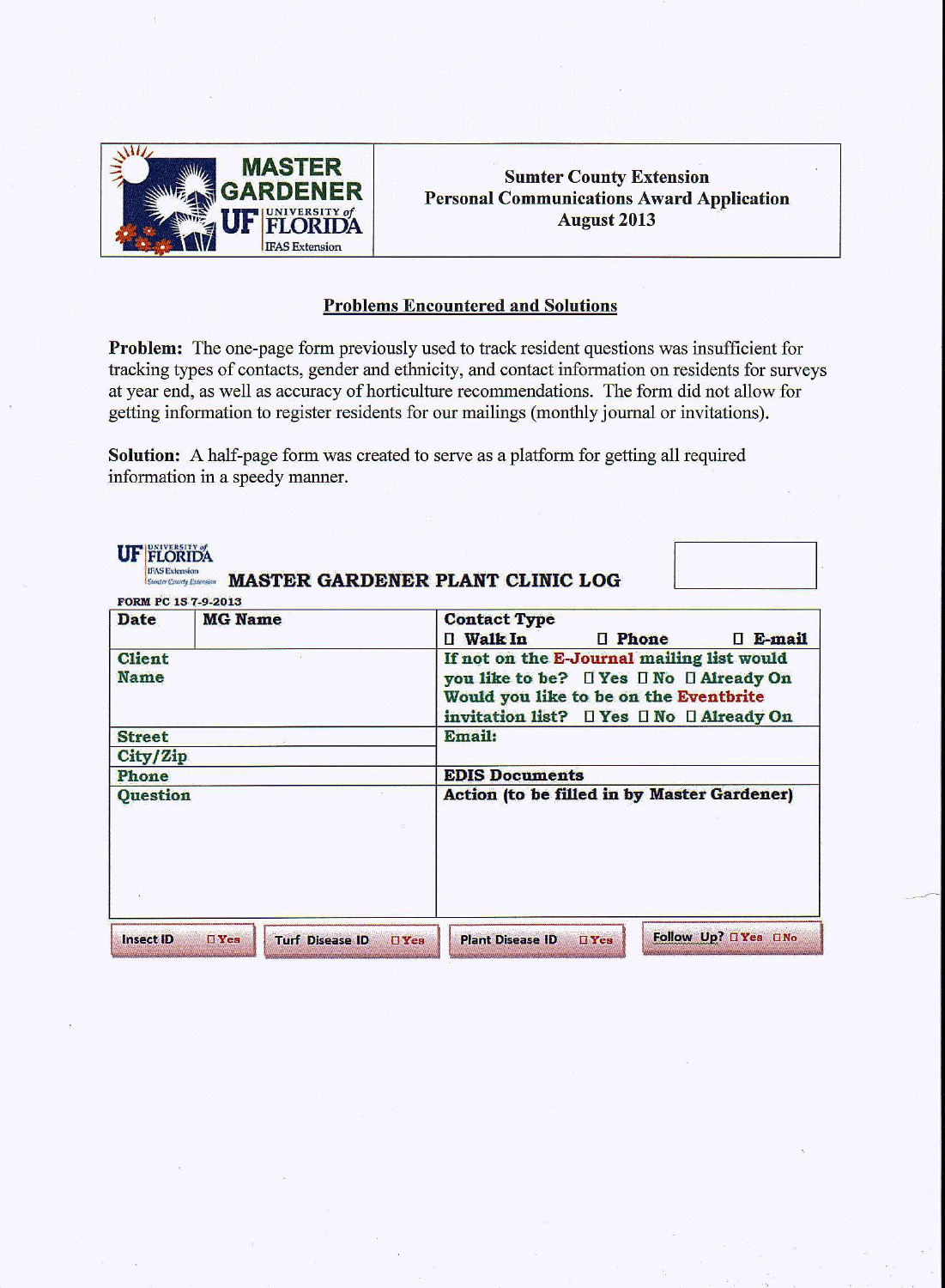| MASTER GARDENER UF UNIVERSITY of FLORIDA IFAS Extension | Sumter County Extension<br>Personal Communications Award Application<br>August 2013 |
|---|---|

## Problems Encountered and Solutions

**Problem:** The one-page form previously used to track resident questions was insufficient for tracking types of contacts, gender and ethnicity, and contact information on residents for surveys at year end, as well as accuracy of horticulture recommendations. The form did not allow for getting information to register residents for our mailings (monthly journal or invitations).

**Solution:** A half-page form was created to serve as a platform for getting all required information in a speedy manner.

UF UNIVERSITY of FLORIDA
IFAS Extension
Sumter County Extension

**MASTER GARDENER PLANT CLINIC LOG**

FORM PC 1S 7-9-2013

| | | |
|---|---|---|
| **Date** | **MG Name** | **Contact Type**<br>☐ Walk In ☐ Phone ☐ E-mail |
| **Client Name** | | **If not on the E-Journal mailing list would you like to be?** ☐ Yes ☐ No ☐ Already On<br>**Would you like to be on the Eventbrite invitation list?** ☐ Yes ☐ No ☐ Already On |
| **Street** | | **Email:** |
| **City/Zip** | | |
| **Phone** | | **EDIS Documents** |
| **Question** | | **Action (to be filled in by Master Gardener)** |

Insect ID ☐ Yes | Turf Disease ID ☐ Yes | Plant Disease ID ☐ Yes | Follow Up? ☐ Yes ☐ No